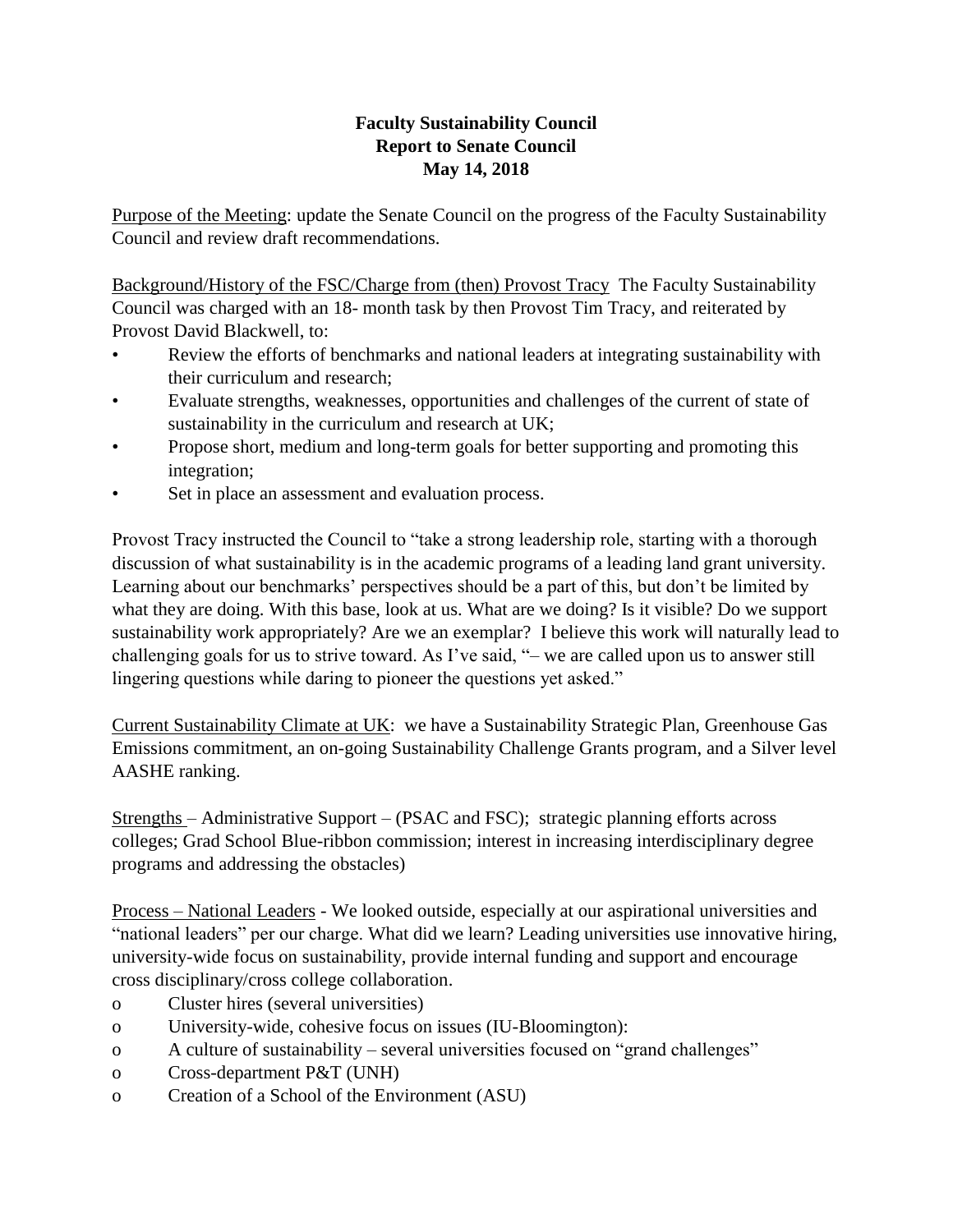**Faculty Sustainability Council**
**Report to Senate Council**
**May 14, 2018**

<u>Purpose of the Meeting</u>: update the Senate Council on the progress of the Faculty Sustainability Council and review draft recommendations.

<u>Background/History of the FSC/Charge from (then) Provost Tracy</u> The Faculty Sustainability Council was charged with an 18- month task by then Provost Tim Tracy, and reiterated by Provost David Blackwell, to:

- Review the efforts of benchmarks and national leaders at integrating sustainability with their curriculum and research;
- Evaluate strengths, weaknesses, opportunities and challenges of the current of state of sustainability in the curriculum and research at UK;
- Propose short, medium and long-term goals for better supporting and promoting this integration;
- Set in place an assessment and evaluation process.

Provost Tracy instructed the Council to "take a strong leadership role, starting with a thorough discussion of what sustainability is in the academic programs of a leading land grant university. Learning about our benchmarks' perspectives should be a part of this, but don't be limited by what they are doing. With this base, look at us. What are we doing? Is it visible? Do we support sustainability work appropriately? Are we an exemplar? I believe this work will naturally lead to challenging goals for us to strive toward. As I've said, "– we are called upon us to answer still lingering questions while daring to pioneer the questions yet asked."

<u>Current Sustainability Climate at UK</u>: we have a Sustainability Strategic Plan, Greenhouse Gas Emissions commitment, an on-going Sustainability Challenge Grants program, and a Silver level AASHE ranking.

<u>Strengths</u> – Administrative Support – (PSAC and FSC); strategic planning efforts across colleges; Grad School Blue-ribbon commission; interest in increasing interdisciplinary degree programs and addressing the obstacles)

<u>Process – National Leaders</u> - We looked outside, especially at our aspirational universities and "national leaders" per our charge. What did we learn? Leading universities use innovative hiring, university-wide focus on sustainability, provide internal funding and support and encourage cross disciplinary/cross college collaboration.

- Cluster hires (several universities)
- University-wide, cohesive focus on issues (IU-Bloomington):
- A culture of sustainability – several universities focused on "grand challenges"
- Cross-department P&T (UNH)
- Creation of a School of the Environment (ASU)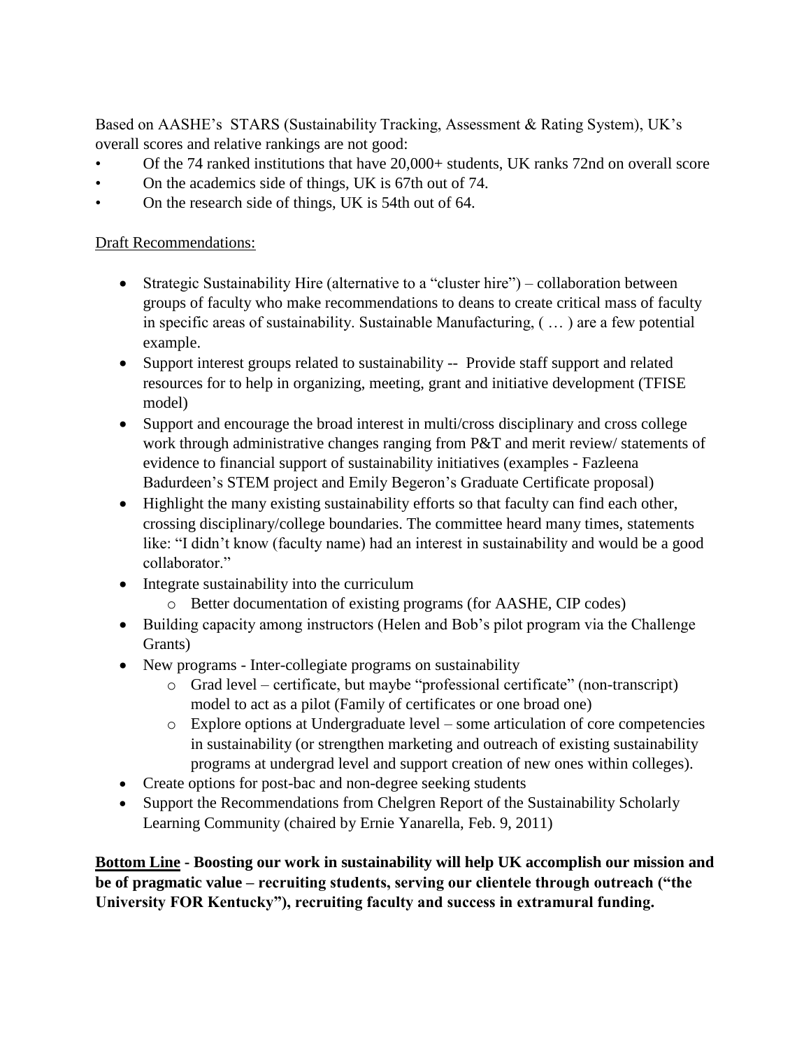Based on AASHE's STARS (Sustainability Tracking, Assessment & Rating System), UK's overall scores and relative rankings are not good:

- Of the 74 ranked institutions that have 20,000+ students, UK ranks 72nd on overall score
- On the academics side of things, UK is 67th out of 74.
- On the research side of things, UK is 54th out of 64.

<u>Draft Recommendations:</u>

- Strategic Sustainability Hire (alternative to a "cluster hire") – collaboration between groups of faculty who make recommendations to deans to create critical mass of faculty in specific areas of sustainability. Sustainable Manufacturing, ( … ) are a few potential example.
- Support interest groups related to sustainability -- Provide staff support and related resources for to help in organizing, meeting, grant and initiative development (TFISE model)
- Support and encourage the broad interest in multi/cross disciplinary and cross college work through administrative changes ranging from P&T and merit review/ statements of evidence to financial support of sustainability initiatives (examples - Fazleena Badurdeen's STEM project and Emily Begeron's Graduate Certificate proposal)
- Highlight the many existing sustainability efforts so that faculty can find each other, crossing disciplinary/college boundaries. The committee heard many times, statements like: "I didn't know (faculty name) had an interest in sustainability and would be a good collaborator."
- Integrate sustainability into the curriculum
    - Better documentation of existing programs (for AASHE, CIP codes)
- Building capacity among instructors (Helen and Bob's pilot program via the Challenge Grants)
- New programs - Inter-collegiate programs on sustainability
    - Grad level – certificate, but maybe "professional certificate" (non-transcript) model to act as a pilot (Family of certificates or one broad one)
    - Explore options at Undergraduate level – some articulation of core competencies in sustainability (or strengthen marketing and outreach of existing sustainability programs at undergrad level and support creation of new ones within colleges).
- Create options for post-bac and non-degree seeking students
- Support the Recommendations from Chelgren Report of the Sustainability Scholarly Learning Community (chaired by Ernie Yanarella, Feb. 9, 2011)

**<u>Bottom Line</u> - Boosting our work in sustainability will help UK accomplish our mission and be of pragmatic value – recruiting students, serving our clientele through outreach ("the University FOR Kentucky"), recruiting faculty and success in extramural funding.**